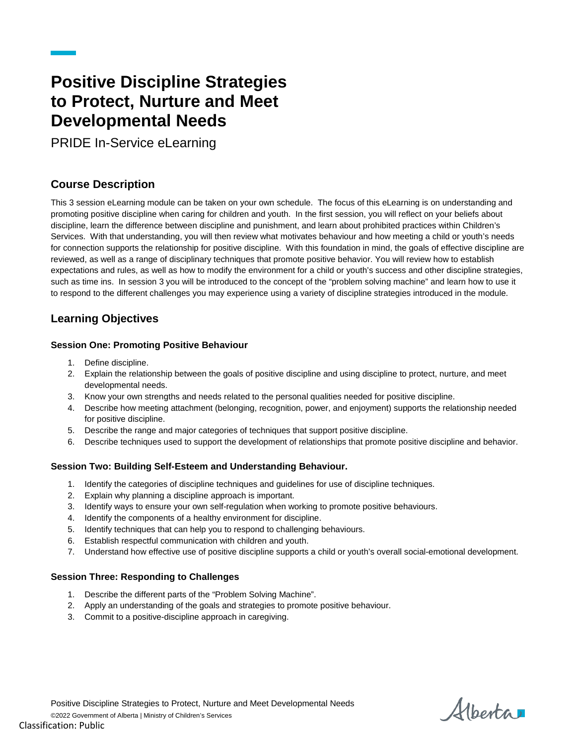# Positive Discipline Strategies to Protect, Nurture and Meet Developmental Needs

PRIDE In-Service eLearning

## Course Description

This 3 session eLearning module can be taken on your own schedule. The focus of this eLearning is on understanding and promoting positive discipline when caring for children and youth. In the first session, you will reflect on your beliefs about discipline, learn the difference between discipline and punishment, and learn about prohibited practices within Children's Services. With that understanding, you will then review what motivates behaviour and how meeting a child or youth's needs for connection supports the relationship for positive discipline. With this foundation in mind, the goals of effective discipline are reviewed, as well as a range of disciplinary techniques that promote positive behavior. You will review how to establish expectations and rules, as well as how to modify the environment for a child or youth's success and other discipline strategies, such as time ins. In session 3 you will be introduced to the concept of the "problem solving machine" and learn how to use it to respond to the different challenges you may experience using a variety of discipline strategies introduced in the module.

## Learning Objectives

### Session One: Promoting Positive Behaviour

1. Define discipline.
2. Explain the relationship between the goals of positive discipline and using discipline to protect, nurture, and meet developmental needs.
3. Know your own strengths and needs related to the personal qualities needed for positive discipline.
4. Describe how meeting attachment (belonging, recognition, power, and enjoyment) supports the relationship needed for positive discipline.
5. Describe the range and major categories of techniques that support positive discipline.
6. Describe techniques used to support the development of relationships that promote positive discipline and behavior.

### Session Two: Building Self-Esteem and Understanding Behaviour.

1. Identify the categories of discipline techniques and guidelines for use of discipline techniques.
2. Explain why planning a discipline approach is important.
3. Identify ways to ensure your own self-regulation when working to promote positive behaviours.
4. Identify the components of a healthy environment for discipline.
5. Identify techniques that can help you to respond to challenging behaviours.
6. Establish respectful communication with children and youth.
7. Understand how effective use of positive discipline supports a child or youth's overall social-emotional development.

### Session Three: Responding to Challenges

1. Describe the different parts of the "Problem Solving Machine".
2. Apply an understanding of the goals and strategies to promote positive behaviour.
3. Commit to a positive-discipline approach in caregiving.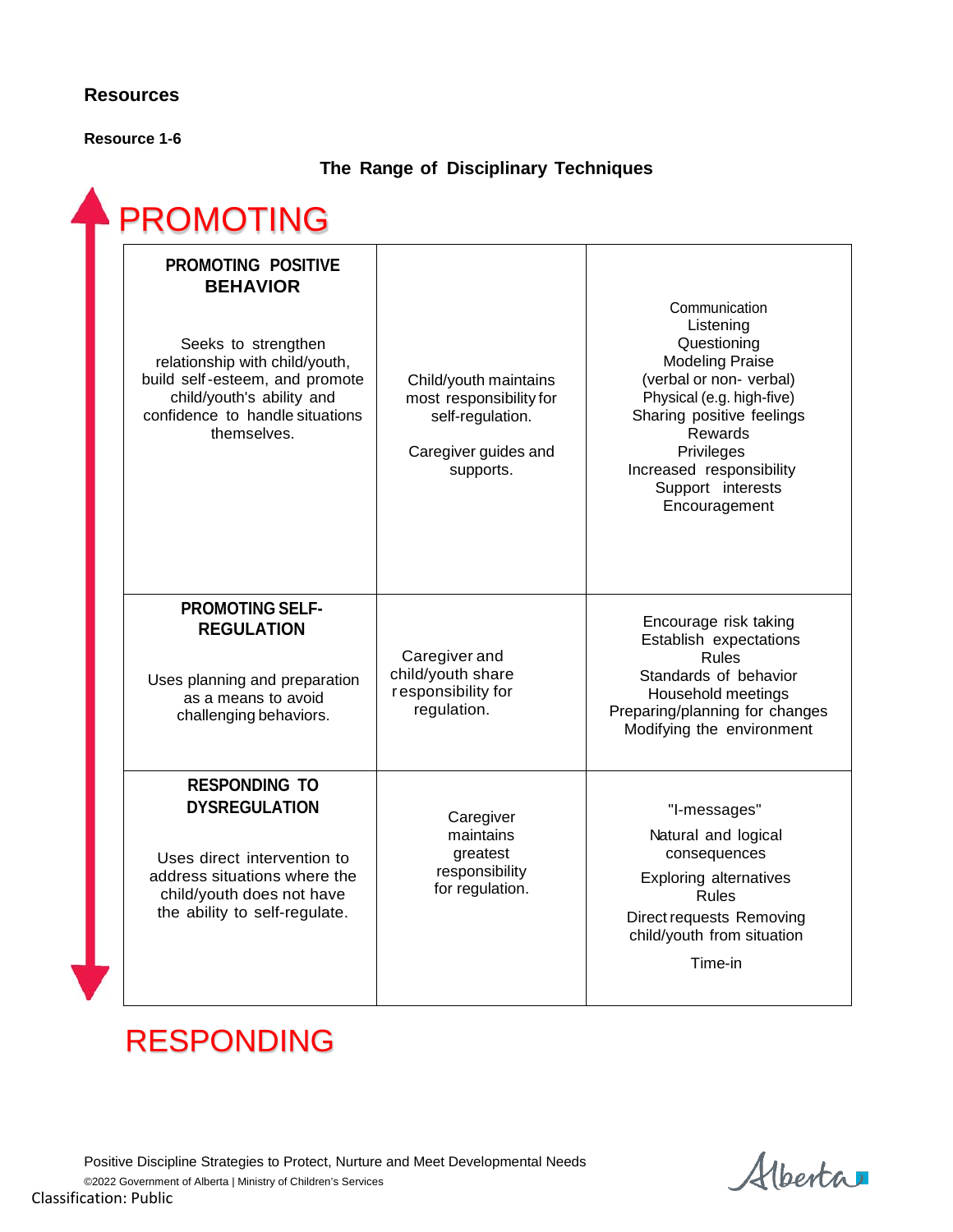## Resources

**Resource 1-6**

**The Range of Disciplinary Techniques**

PROMOTING

| | | |
|---|---|---|
| **PROMOTING POSITIVE BEHAVIOR**<br><br>Seeks to strengthen relationship with child/youth, build self-esteem, and promote child/youth's ability and confidence to handle situations themselves. | Child/youth maintains most responsibility for self-regulation.<br><br>Caregiver guides and supports. | Communication<br>Listening<br>Questioning<br>Modeling Praise<br>(verbal or non- verbal)<br>Physical (e.g. high-five)<br>Sharing positive feelings<br>Rewards<br>Privileges<br>Increased responsibility<br>Support interests<br>Encouragement |
| **PROMOTING SELF-REGULATION**<br><br>Uses planning and preparation as a means to avoid challenging behaviors. | Caregiver and child/youth share responsibility for regulation. | Encourage risk taking<br>Establish expectations<br>Rules<br>Standards of behavior<br>Household meetings<br>Preparing/planning for changes<br>Modifying the environment |
| **RESPONDING TO DYSREGULATION**<br><br>Uses direct intervention to address situations where the child/youth does not have the ability to self-regulate. | Caregiver maintains greatest responsibility for regulation. | "I-messages"<br>Natural and logical consequences<br>Exploring alternatives<br>Rules<br>Direct requests Removing child/youth from situation<br>Time-in |

RESPONDING

Positive Discipline Strategies to Protect, Nurture and Meet Developmental Needs

©2022 Government of Alberta | Ministry of Children's Services

Classification: Public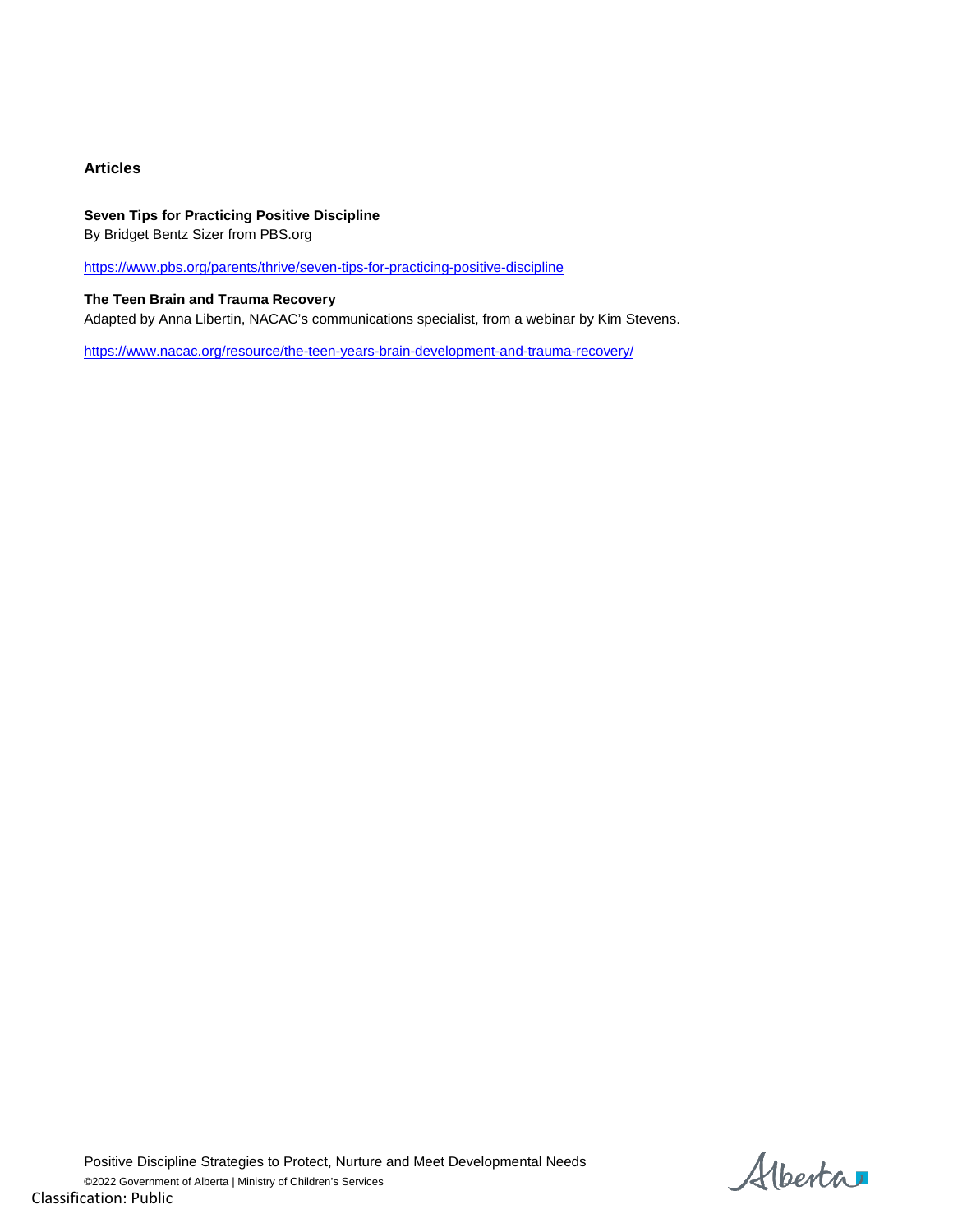## Articles

**Seven Tips for Practicing Positive Discipline**
By Bridget Bentz Sizer from PBS.org

https://www.pbs.org/parents/thrive/seven-tips-for-practicing-positive-discipline

**The Teen Brain and Trauma Recovery**
Adapted by Anna Libertin, NACAC's communications specialist, from a webinar by Kim Stevens.

https://www.nacac.org/resource/the-teen-years-brain-development-and-trauma-recovery/